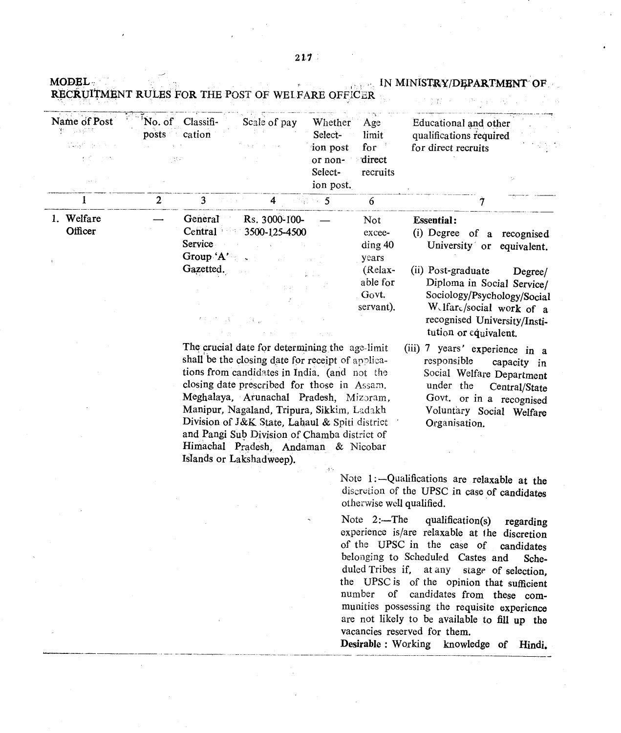MODEL IN MINISTRY/DEPARTMENT OF

RECRUITMENT RULES FOR THE POST OF WELFARE OFFICER

| Name of Post | No. of posts | Classification | Scale of pay | Whether Selection post or non-Selection post. | Age limit for direct recruits | Educational and other qualifications required for direct recruits |
|---|---|---|---|---|---|---|
| 1 | 2 | 3 | 4 | 5 | 6 | 7 |
| 1. Welfare Officer | — | General Central Service Group 'A' Gazetted. | Rs. 3000-100-3500-125-4500 | — | Not exceeding 40 years (Relaxable for Govt. servant). | **Essential:** (i) Degree of a recognised University or equivalent. (ii) Post-graduate Degree/ Diploma in Social Service/ Sociology/Psychology/Social Welfare/social work of a recognised University/Institution or equivalent. (iii) 7 years' experience in a responsible capacity in Social Welfare Department under the Central/State Govt. or in a recognised Voluntary Social Welfare Organisation. |

The crucial date for determining the age-limit shall be the closing date for receipt of applications from candidates in India. (and not the closing date prescribed for those in Assam, Meghalaya, Arunachal Pradesh, Mizoram, Manipur, Nagaland, Tripura, Sikkim, Ladakh Division of J&K State, Lahaul & Spiti district and Pangi Sub Division of Chamba district of Himachal Pradesh, Andaman & Nicobar Islands or Lakshadweep).

Note 1:—Qualifications are relaxable at the discretion of the UPSC in case of candidates otherwise well qualified.

Note 2:—The qualification(s) regarding experience is/are relaxable at the discretion of the UPSC in the case of candidates belonging to Scheduled Castes and Scheduled Tribes if, at any stage of selection, the UPSC is of the opinion that sufficient number of candidates from these communities possessing the requisite experience are not likely to be available to fill up the vacancies reserved for them.

**Desirable** : Working knowledge of Hindi.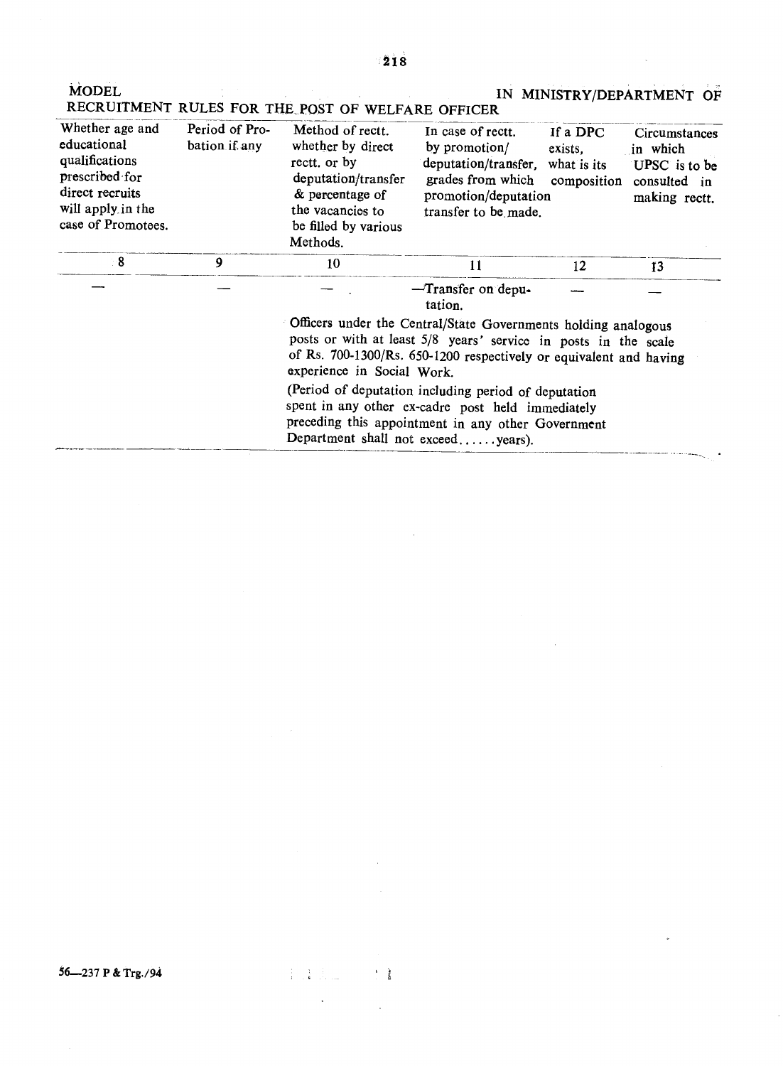MODEL IN MINISTRY/DEPARTMENT OF

RECRUITMENT RULES FOR THE POST OF WELFARE OFFICER

| Whether age and educational qualifications prescribed for direct recruits will apply in the case of Promotees. | Period of Probation if any | Method of rectt. whether by direct rectt. or by deputation/transfer & percentage of the vacancies to be filled by various Methods. | In case of rectt. by promotion/ deputation/transfer, grades from which promotion/deputation transfer to be made. | If a DPC exists, what is its composition | Circumstances in which UPSC is to be consulted in making rectt. |
|---|---|---|---|---|---|
| 8 | 9 | 10 | 11 | 12 | 13 |
| — | — | — | —Transfer on deputation. | — | — |

Officers under the Central/State Governments holding analogous posts or with at least 5/8 years' service in posts in the scale of Rs. 700-1300/Rs. 650-1200 respectively or equivalent and having experience in Social Work.

(Period of deputation including period of deputation spent in any other ex-cadre post held immediately preceding this appointment in any other Government Department shall not exceed......years).

56—237 P & Trg./94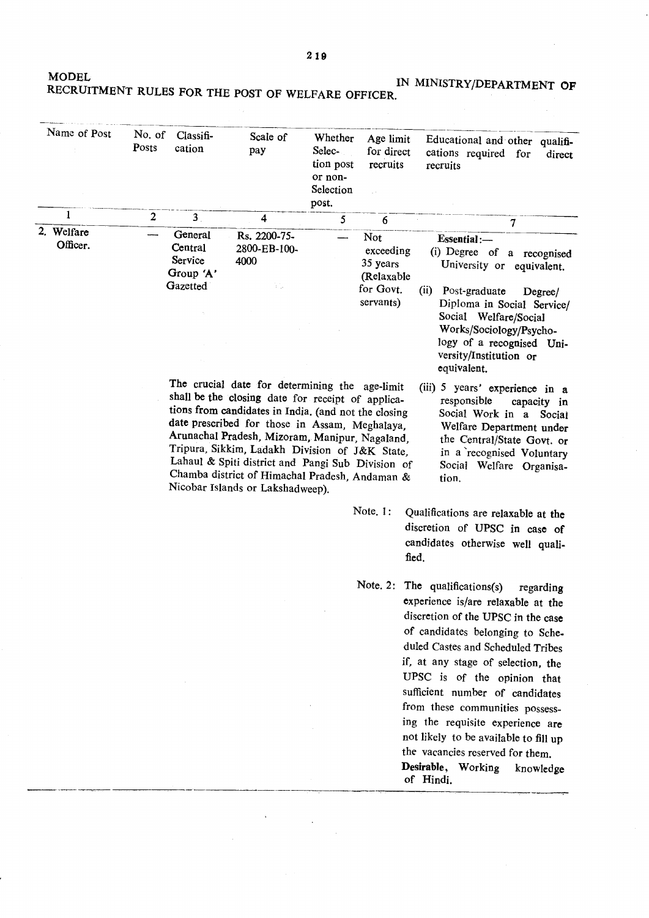# MODEL RECRUITMENT RULES FOR THE POST OF WELFARE OFFICER. IN MINISTRY/DEPARTMENT OF

| Name of Post | No. of Posts | Classification | Scale of pay | Whether Selection post or non-Selection post. | Age limit for direct recruits | Educational and other qualifications required for direct recruits |
|---|---|---|---|---|---|---|
| 1 | 2 | 3 | 4 | 5 | 6 | 7 |
| 2. Welfare Officer. | — | General Central Service Group 'A' Gazetted | Rs. 2200-75-2800-EB-100-4000 | — | Not exceeding 35 years (Relaxable for Govt. servants) | **Essential:—** (i) Degree of a recognised University or equivalent. (ii) Post-graduate Degree/ Diploma in Social Service/ Social Welfare/Social Works/Sociology/Psychology of a recognised University/Institution or equivalent. (iii) 5 years' experience in a responsible capacity in Social Work in a Social Welfare Department under the Central/State Govt. or in a recognised Voluntary Social Welfare Organisation. |

The crucial date for determining the age-limit shall be the closing date for receipt of applications from candidates in India. (and not the closing date prescribed for those in Assam, Meghalaya, Arunachal Pradesh, Mizoram, Manipur, Nagaland, Tripura, Sikkim, Ladakh Division of J&K State, Lahaul & Spiti district and Pangi Sub Division of Chamba district of Himachal Pradesh, Andaman & Nicobar Islands or Lakshadweep).

Note. 1: Qualifications are relaxable at the discretion of UPSC in case of candidates otherwise well qualified.

Note. 2: The qualifications(s) regarding experience is/are relaxable at the discretion of the UPSC in the case of candidates belonging to Scheduled Castes and Scheduled Tribes if, at any stage of selection, the UPSC is of the opinion that sufficient number of candidates from these communities possessing the requisite experience are not likely to be available to fill up the vacancies reserved for them.

**Desirable**, Working knowledge of Hindi.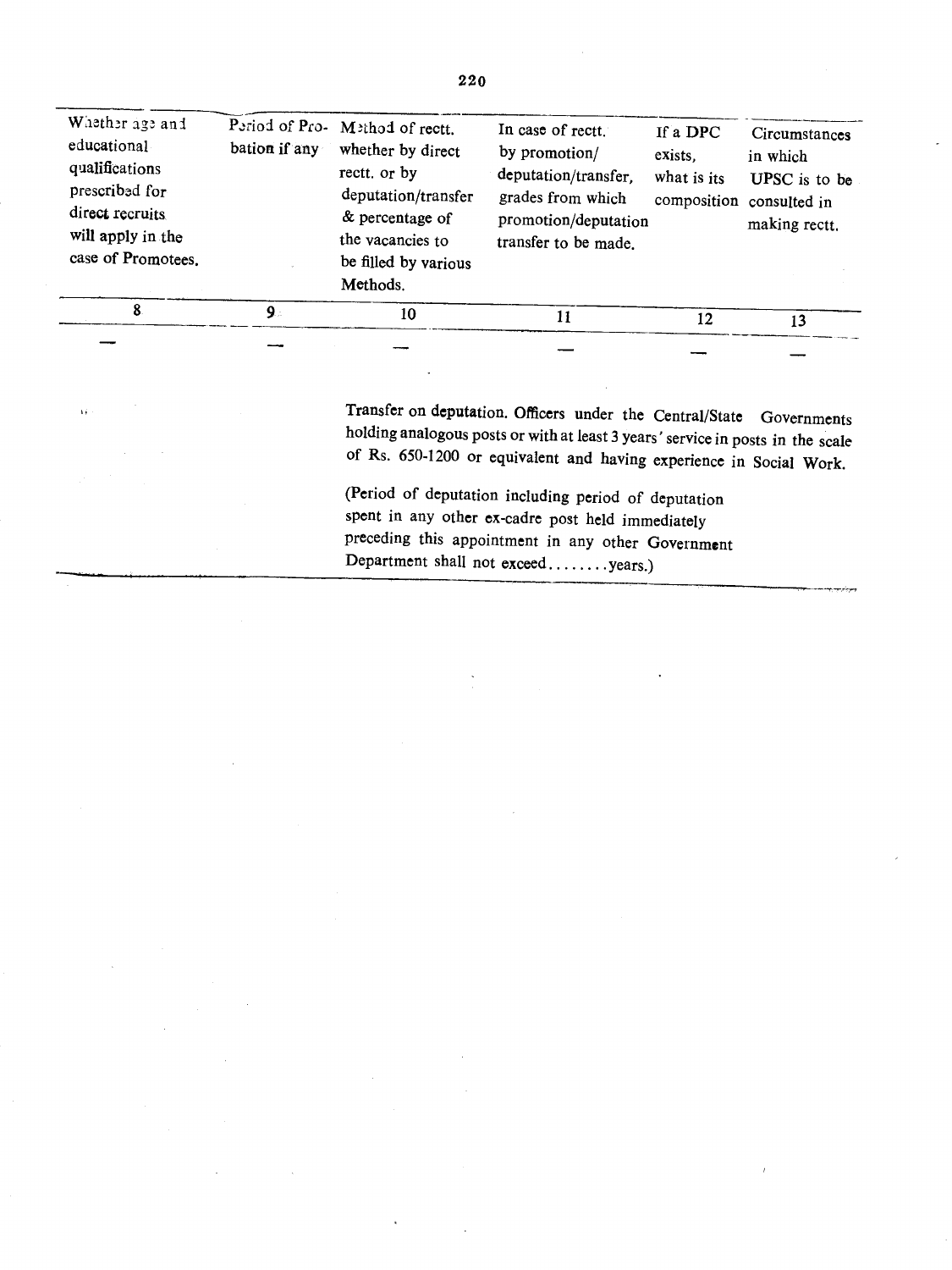| Whether age and educational qualifications prescribed for direct recruits will apply in the case of Promotees. | Period of Probation if any | Method of rectt. whether by direct rectt. or by deputation/transfer & percentage of the vacancies to be filled by various Methods. | In case of rectt. by promotion/deputation/transfer, grades from which promotion/deputation transfer to be made. | If a DPC exists, what is its composition | Circumstances in which UPSC is to be consulted in making rectt. |
|---|---|---|---|---|---|
| 8 | 9 | 10 | 11 | 12 | 13 |
| — | — | — | — | — | — |

Transfer on deputation. Officers under the Central/State Governments holding analogous posts or with at least 3 years' service in posts in the scale of Rs. 650-1200 or equivalent and having experience in Social Work.

(Period of deputation including period of deputation spent in any other ex-cadre post held immediately preceding this appointment in any other Government Department shall not exceed........years.)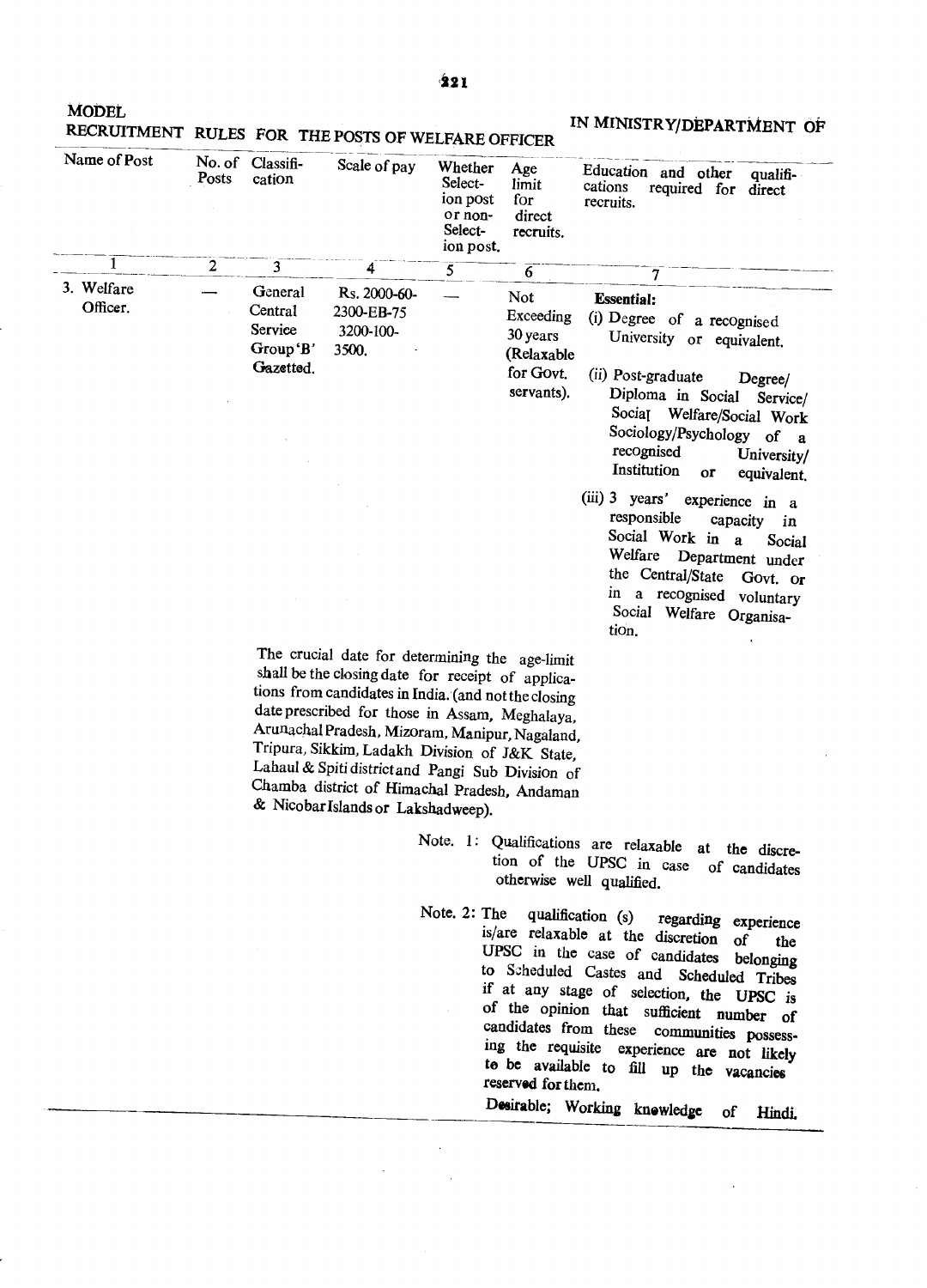MODEL

# RECRUITMENT RULES FOR THE POSTS OF WELFARE OFFICER IN MINISTRY/DEPARTMENT OF

| Name of Post | No. of Posts | Classification | Scale of pay | Whether Selection post or non-Selection post. | Age limit for direct recruits. | Education and other qualifications required for direct recruits. |
|---|---|---|---|---|---|---|
| 1 | 2 | 3 | 4 | 5 | 6 | 7 |
| 3. Welfare Officer. | — | General Central Service Group 'B' Gazetted. | Rs. 2000-60-2300-EB-75 3200-100-3500. | — | Not Exceeding 30 years (Relaxable for Govt. servants). | **Essential:** (i) Degree of a recognised University or equivalent. (ii) Post-graduate Degree/Diploma in Social Service/Social Welfare/Social Work Sociology/Psychology of a recognised University/Institution or equivalent. (iii) 3 years' experience in a responsible capacity in Social Work in a Social Welfare Department under the Central/State Govt. or in a recognised voluntary Social Welfare Organisation. |

The crucial date for determining the age-limit shall be the closing date for receipt of applications from candidates in India. (and not the closing date prescribed for those in Assam, Meghalaya, Arunachal Pradesh, Mizoram, Manipur, Nagaland, Tripura, Sikkim, Ladakh Division of J&K State, Lahaul & Spiti district and Pangi Sub Division of Chamba district of Himachal Pradesh, Andaman & Nicobar Islands or Lakshadweep).

Note. 1: Qualifications are relaxable at the discretion of the UPSC in case of candidates otherwise well qualified.

Note. 2: The qualification (s) regarding experience is/are relaxable at the discretion of the UPSC in the case of candidates belonging to Scheduled Castes and Scheduled Tribes if at any stage of selection, the UPSC is of the opinion that sufficient number of candidates from these communities possessing the requisite experience are not likely to be available to fill up the vacancies reserved for them.

Desirable; Working knowledge of Hindi.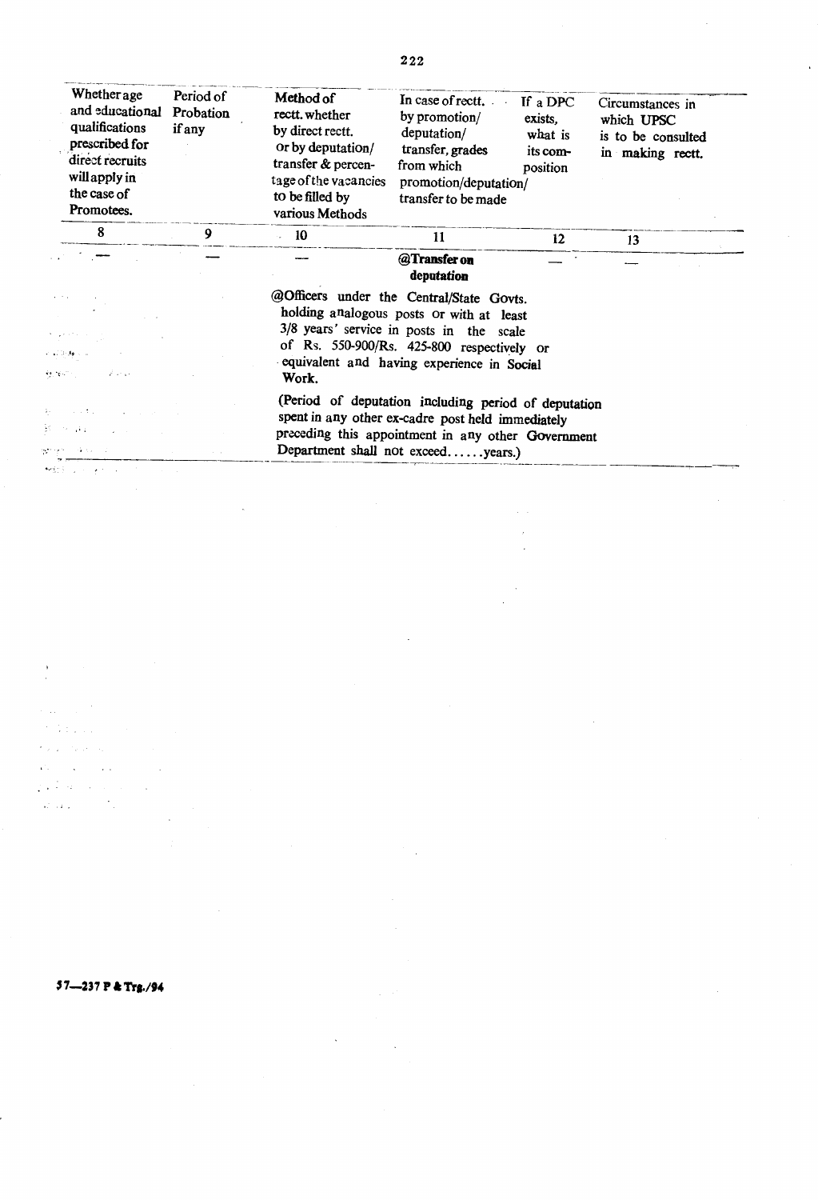| Whether age and educational qualifications prescribed for direct recruits will apply in the case of Promotees. | Period of Probation if any | Method of rectt. whether by direct rectt. or by deputation/ transfer & percentage of the vacancies to be filled by various Methods | In case of rectt. by promotion/ deputation/ transfer, grades from which promotion/deputation/ transfer to be made | If a DPC exists, what is its composition | Circumstances in which UPSC is to be consulted in making rectt. |
|---|---|---|---|---|---|
| 8 | 9 | 10 | 11 | 12 | 13 |
| — | — | — | **@Transfer on deputation** | — | — |

@Officers under the Central/State Govts. holding analogous posts or with at least 3/8 years' service in posts in the scale of Rs. 550-900/Rs. 425-800 respectively or equivalent and having experience in Social Work.

(Period of deputation including period of deputation spent in any other ex-cadre post held immediately preceding this appointment in any other Government Department shall not exceed......years.)

57—237 P & Trg./94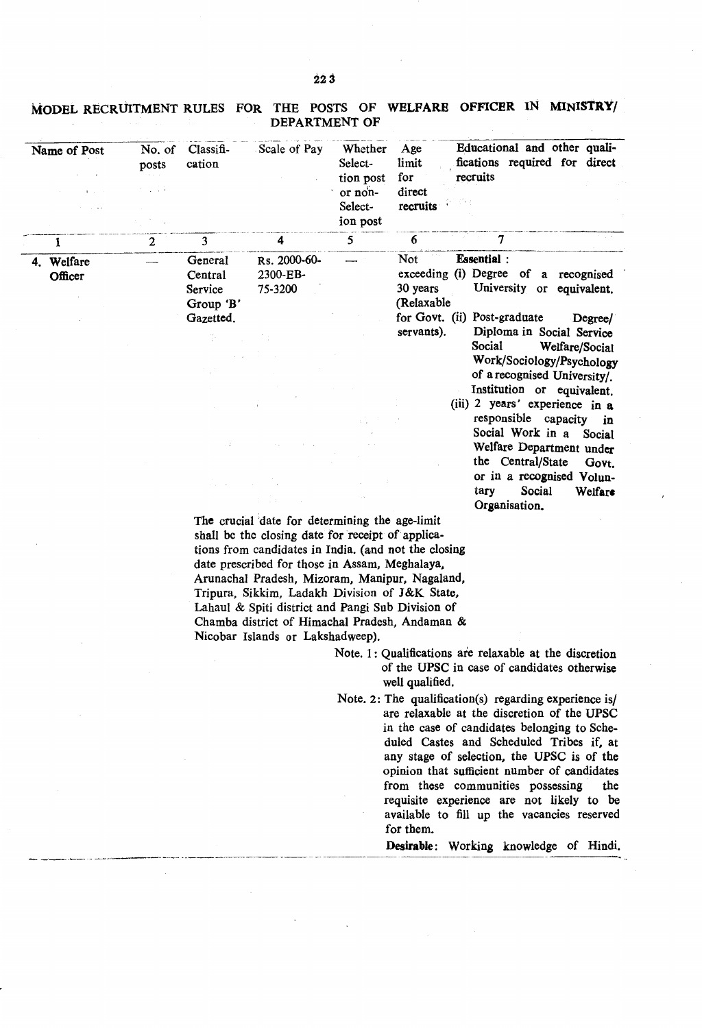## MODEL RECRUITMENT RULES FOR THE POSTS OF WELFARE OFFICER IN MINISTRY/ DEPARTMENT OF

| Name of Post | No. of posts | Classification | Scale of Pay | Whether Selection post or non-Selection post | Age limit for direct recruits | Educational and other qualifications required for direct recruits |
|---|---|---|---|---|---|---|
| 1 | 2 | 3 | 4 | 5 | 6 | 7 |
| 4. Welfare Officer | — | General Central Service Group 'B' Gazetted. | Rs. 2000-60-2300-EB-75-3200 | — | Not exceeding 30 years (Relaxable for Govt. servants). | **Essential** : (i) Degree of a recognised University or equivalent. (ii) Post-graduate Degree/ Diploma in Social Service Social Welfare/Social Work/Sociology/Psychology of a recognised University/. Institution or equivalent. (iii) 2 years' experience in a responsible capacity in Social Work in a Social Welfare Department under the Central/State Govt. or in a recognised Voluntary Social Welfare Organisation. |

The crucial date for determining the age-limit shall be the closing date for receipt of applications from candidates in India. (and not the closing date prescribed for those in Assam, Meghalaya, Arunachal Pradesh, Mizoram, Manipur, Nagaland, Tripura, Sikkim, Ladakh Division of J&K State, Lahaul & Spiti district and Pangi Sub Division of Chamba district of Himachal Pradesh, Andaman & Nicobar Islands or Lakshadweep).

Note. 1: Qualifications are relaxable at the discretion of the UPSC in case of candidates otherwise well qualified.

Note. 2: The qualification(s) regarding experience is/ are relaxable at the discretion of the UPSC in the case of candidates belonging to Scheduled Castes and Scheduled Tribes if, at any stage of selection, the UPSC is of the opinion that sufficient number of candidates from these communities possessing the requisite experience are not likely to be available to fill up the vacancies reserved for them.

**Desirable**: Working knowledge of Hindi.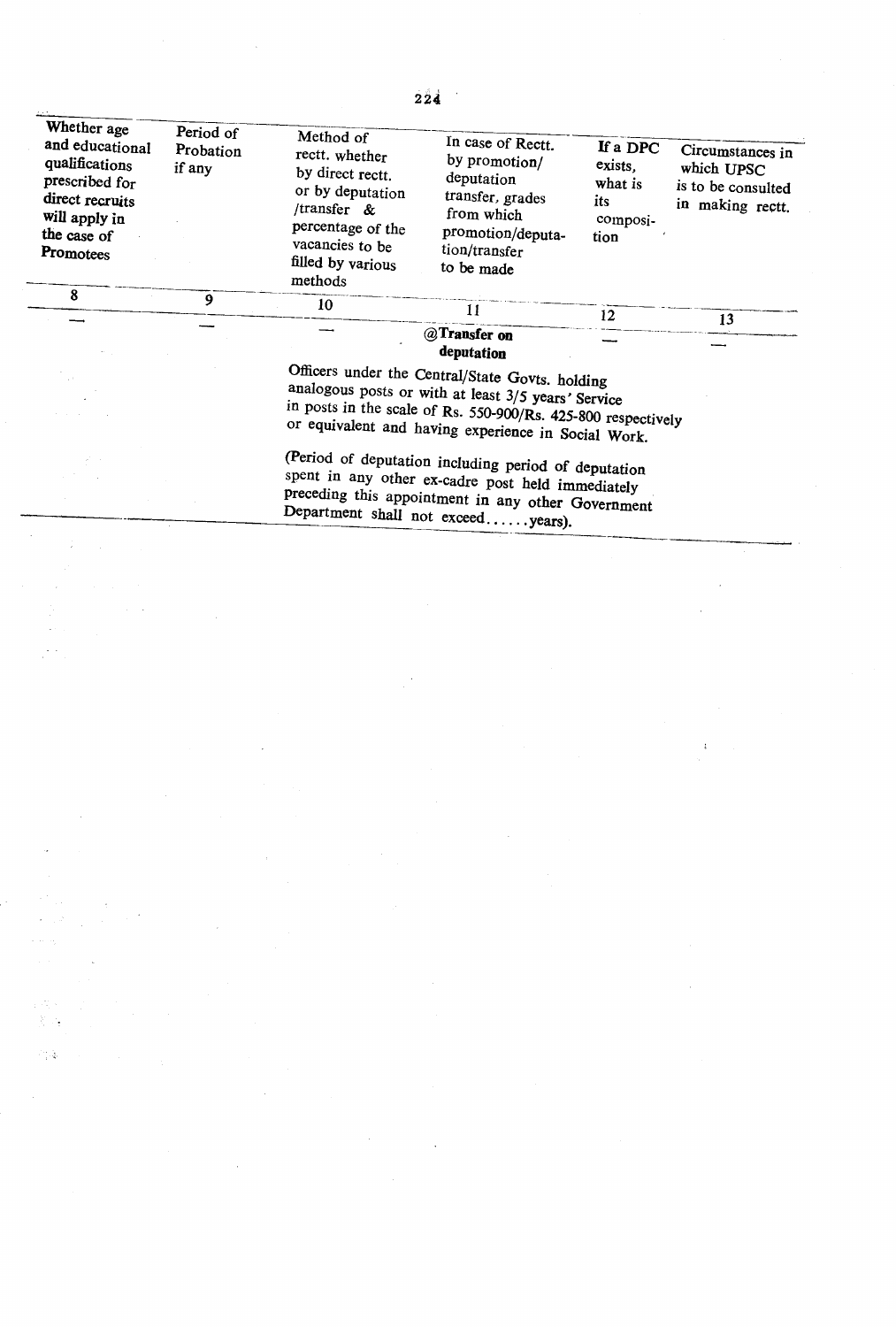| Whether age and educational qualifications prescribed for direct recruits will apply in the case of Promotees | Period of Probation if any | Method of rectt. whether by direct rectt. or by deputation /transfer & percentage of the vacancies to be filled by various methods | In case of Rectt. by promotion/ deputation transfer, grades from which promotion/deputation/transfer to be made | If a DPC exists, what is its composition | Circumstances in which UPSC is to be consulted in making rectt. |
|---|---|---|---|---|---|
| 8 | 9 | 10 | 11 | 12 | 13 |
| — | — | — | **@Transfer on deputation** <br><br> Officers under the Central/State Govts. holding analogous posts or with at least 3/5 years' Service in posts in the scale of Rs. 550-900/Rs. 425-800 respectively or equivalent and having experience in Social Work. <br><br> (Period of deputation including period of deputation spent in any other ex-cadre post held immediately preceding this appointment in any other Government Department shall not exceed......years). | — | — |